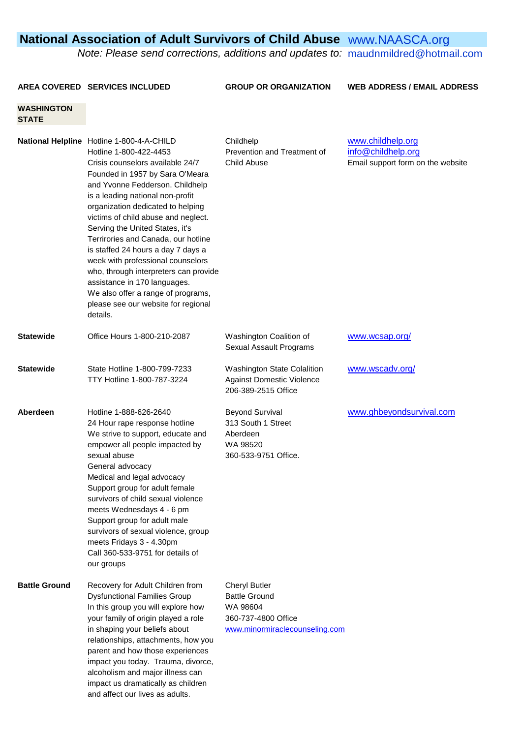# National Association of Adult Survivors of Child Abuse www.NAASCA.org

*Note: Please send corrections, additions and updates to:* maudnmildred@hotmail.com

| AREA COVERED | SERVICES INCLUDED | GROUP OR ORGANIZATION | WEB ADDRESS / EMAIL ADDRESS |
|---|---|---|---|
| **WASHINGTON STATE** | | | |
| **National Helpline** | Hotline 1-800-4-A-CHILD<br>Hotline 1-800-422-4453<br>Crisis counselors available 24/7<br>Founded in 1957 by Sara O'Meara and Yvonne Fedderson. Childhelp is a leading national non-profit organization dedicated to helping victims of child abuse and neglect. Serving the United States, it's Terrirories and Canada, our hotline is staffed 24 hours a day 7 days a week with professional counselors who, through interpreters can provide assistance in 170 languages.<br>We also offer a range of programs, please see our website for regional details. | Childhelp<br>Prevention and Treatment of Child Abuse | www.childhelp.org<br>info@childhelp.org<br>Email support form on the website |
| **Statewide** | Office Hours 1-800-210-2087 | Washington Coalition of Sexual Assault Programs | www.wcsap.org/ |
| **Statewide** | State Hotline 1-800-799-7233<br>TTY Hotline 1-800-787-3224 | Washington State Colalition Against Domestic Violence<br>206-389-2515 Office | www.wscadv.org/ |
| **Aberdeen** | Hotline 1-888-626-2640<br>24 Hour rape response hotline<br>We strive to support, educate and empower all people impacted by sexual abuse<br>General advocacy<br>Medical and legal advocacy<br>Support group for adult female survivors of child sexual violence meets Wednesdays 4 - 6 pm<br>Support group for adult male survivors of sexual violence, group meets Fridays 3 - 4.30pm<br>Call 360-533-9751 for details of our groups | Beyond Survival<br>313 South 1 Street<br>Aberdeen<br>WA 98520<br>360-533-9751 Office. | www.ghbeyondsurvival.com |
| **Battle Ground** | Recovery for Adult Children from Dysfunctional Families Group<br>In this group you will explore how your family of origin played a role in shaping your beliefs about relationships, attachments, how you parent and how those experiences impact you today. Trauma, divorce, alcoholism and major illness can impact us dramatically as children and affect our lives as adults. | Cheryl Butler<br>Battle Ground<br>WA 98604<br>360-737-4800 Office<br>www.minormiraclecounseling.com | |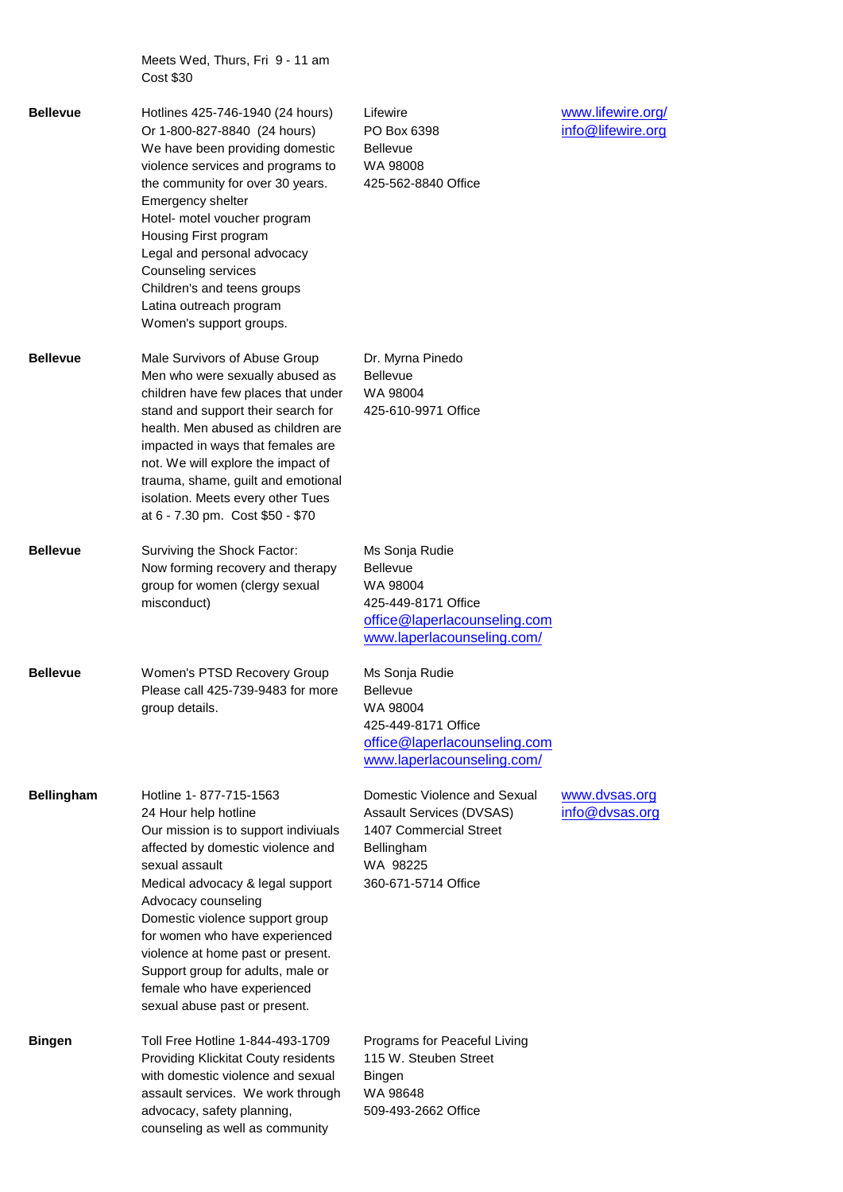| | | | |
|---|---|---|---|
| | Meets Wed, Thurs, Fri  9 - 11 am<br>Cost $30 | | |
| **Bellevue** | Hotlines 425-746-1940 (24 hours)<br>Or 1-800-827-8840  (24 hours)<br>We have been providing domestic violence services and programs to the community for over 30 years.<br>Emergency shelter<br>Hotel- motel voucher program<br>Housing First program<br>Legal and personal advocacy<br>Counseling services<br>Children's and teens groups<br>Latina outreach program<br>Women's support groups. | Lifewire<br>PO Box 6398<br>Bellevue<br>WA 98008<br>425-562-8840 Office | www.lifewire.org/<br>info@lifewire.org |
| **Bellevue** | Male Survivors of Abuse Group<br>Men who were sexually abused as children have few places that under stand and support their search for health. Men abused as children are impacted in ways that females are not. We will explore the impact of trauma, shame, guilt and emotional isolation. Meets every other Tues at 6 - 7.30 pm.  Cost $50 - $70 | Dr. Myrna Pinedo<br>Bellevue<br>WA 98004<br>425-610-9971 Office | |
| **Bellevue** | Surviving the Shock Factor:<br>Now forming recovery and therapy group for women (clergy sexual misconduct) | Ms Sonja Rudie<br>Bellevue<br>WA 98004<br>425-449-8171 Office<br>office@laperlacounseling.com<br>www.laperlacounseling.com/ | |
| **Bellevue** | Women's PTSD Recovery Group<br>Please call 425-739-9483 for more group details. | Ms Sonja Rudie<br>Bellevue<br>WA 98004<br>425-449-8171 Office<br>office@laperlacounseling.com<br>www.laperlacounseling.com/ | |
| **Bellingham** | Hotline 1- 877-715-1563<br>24 Hour help hotline<br>Our mission is to support indiviuals affected by domestic violence and sexual assault<br>Medical advocacy & legal support<br>Advocacy counseling<br>Domestic violence support group for women who have experienced violence at home past or present.<br>Support group for adults, male or female who have experienced sexual abuse past or present. | Domestic Violence and Sexual Assault Services (DVSAS)<br>1407 Commercial Street<br>Bellingham<br>WA  98225<br>360-671-5714 Office | www.dvsas.org<br>info@dvsas.org |
| **Bingen** | Toll Free Hotline 1-844-493-1709<br>Providing Klickitat Couty residents with domestic violence and sexual assault services.  We work through advocacy, safety planning, counseling as well as community | Programs for Peaceful Living<br>115 W. Steuben Street<br>Bingen<br>WA 98648<br>509-493-2662 Office | |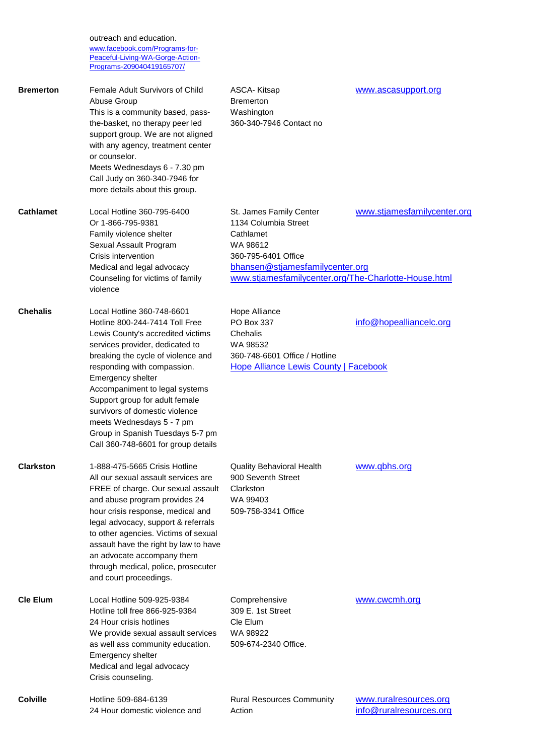| | | | |
|---|---|---|---|
| | outreach and education.<br>www.facebook.com/Programs-for-Peaceful-Living-WA-Gorge-Action-Programs-209040419165707/ | | |
| **Bremerton** | Female Adult Survivors of Child Abuse Group<br>This is a community based, pass-the-basket, no therapy peer led support group. We are not aligned with any agency, treatment center or counselor.<br>Meets Wednesdays 6 - 7.30 pm<br>Call Judy on 360-340-7946 for more details about this group. | ASCA- Kitsap<br>Bremerton<br>Washington<br>360-340-7946 Contact no | www.ascasupport.org |
| **Cathlamet** | Local Hotline 360-795-6400<br>Or 1-866-795-9381<br>Family violence shelter<br>Sexual Assault Program<br>Crisis intervention<br>Medical and legal advocacy<br>Counseling for victims of family violence | St. James Family Center<br>1134 Columbia Street<br>Cathlamet<br>WA 98612<br>360-795-6401 Office<br>bhansen@stjamesfamilycenter.org<br>www.stjamesfamilycenter.org/The-Charlotte-House.html | www.stjamesfamilycenter.org |
| **Chehalis** | Local Hotline 360-748-6601<br>Hotline 800-244-7414 Toll Free<br>Lewis County's accredited victims services provider, dedicated to breaking the cycle of violence and responding with compassion.<br>Emergency shelter<br>Accompaniment to legal systems<br>Support group for adult female survivors of domestic violence meets Wednesdays 5 - 7 pm<br>Group in Spanish Tuesdays 5-7 pm<br>Call 360-748-6601 for group details | Hope Alliance<br>PO Box 337<br>Chehalis<br>WA 98532<br>360-748-6601 Office / Hotline<br>Hope Alliance Lewis County \| Facebook | info@hopealliancelc.org |
| **Clarkston** | 1-888-475-5665 Crisis Hotline<br>All our sexual assault services are FREE of charge. Our sexual assault and abuse program provides 24 hour crisis response, medical and legal advocacy, support & referrals to other agencies. Victims of sexual assault have the right by law to have an advocate accompany them through medical, police, prosecuter and court proceedings. | Quality Behavioral Health<br>900 Seventh Street<br>Clarkston<br>WA 99403<br>509-758-3341 Office | www.qbhs.org |
| **Cle Elum** | Local Hotline 509-925-9384<br>Hotline toll free 866-925-9384<br>24 Hour crisis hotlines<br>We provide sexual assault services as well ass community education.<br>Emergency shelter<br>Medical and legal advocacy<br>Crisis counseling. | Comprehensive<br>309 E. 1st Street<br>Cle Elum<br>WA 98922<br>509-674-2340 Office. | www.cwcmh.org |
| **Colville** | Hotline 509-684-6139<br>24 Hour domestic violence and | Rural Resources Community Action | www.ruralresources.org<br>info@ruralresources.org |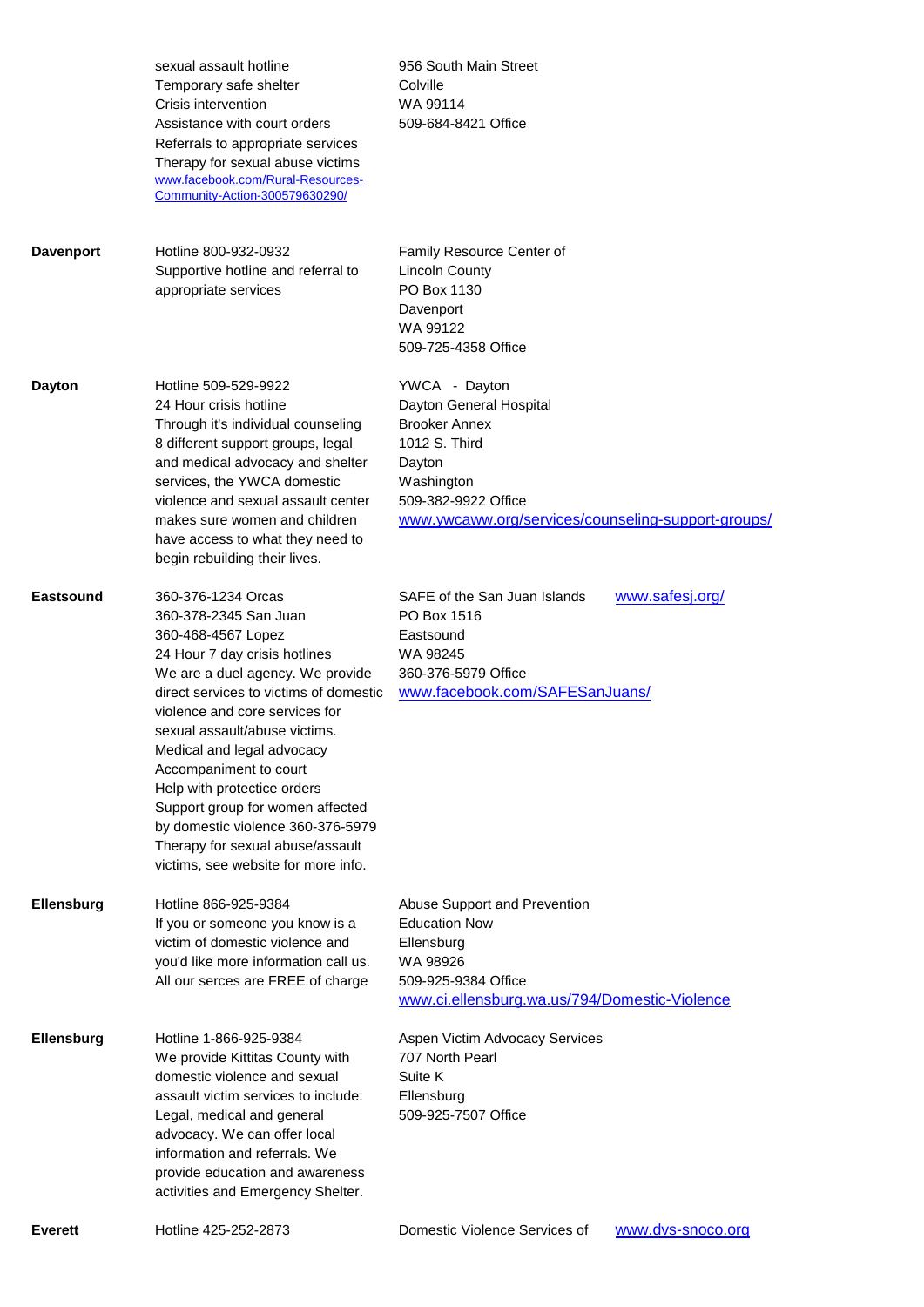| | | |
|---|---|---|
| | sexual assault hotline<br>Temporary safe shelter<br>Crisis intervention<br>Assistance with court orders<br>Referrals to appropriate services<br>Therapy for sexual abuse victims<br>www.facebook.com/Rural-Resources-Community-Action-300579630290/ | 956 South Main Street<br>Colville<br>WA 99114<br>509-684-8421 Office |
| **Davenport** | Hotline 800-932-0932<br>Supportive hotline and referral to appropriate services | Family Resource Center of Lincoln County<br>PO Box 1130<br>Davenport<br>WA 99122<br>509-725-4358 Office |
| **Dayton** | Hotline 509-529-9922<br>24 Hour crisis hotline<br>Through it's individual counseling 8 different support groups, legal and medical advocacy and shelter services, the YWCA domestic violence and sexual assault center makes sure women and children have access to what they need to begin rebuilding their lives. | YWCA - Dayton<br>Dayton General Hospital<br>Brooker Annex<br>1012 S. Third<br>Dayton<br>Washington<br>509-382-9922 Office<br>www.ywcaww.org/services/counseling-support-groups/ |
| **Eastsound** | 360-376-1234 Orcas<br>360-378-2345 San Juan<br>360-468-4567 Lopez<br>24 Hour 7 day crisis hotlines<br>We are a duel agency. We provide direct services to victims of domestic violence and core services for sexual assault/abuse victims.<br>Medical and legal advocacy<br>Accompaniment to court<br>Help with protectice orders<br>Support group for women affected by domestic violence 360-376-5979<br>Therapy for sexual abuse/assault victims, see website for more info. | SAFE of the San Juan Islands www.safesj.org/<br>PO Box 1516<br>Eastsound<br>WA 98245<br>360-376-5979 Office<br>www.facebook.com/SAFESanJuans/ |
| **Ellensburg** | Hotline 866-925-9384<br>If you or someone you know is a victim of domestic violence and you'd like more information call us. All our serces are FREE of charge | Abuse Support and Prevention Education Now<br>Ellensburg<br>WA 98926<br>509-925-9384 Office<br>www.ci.ellensburg.wa.us/794/Domestic-Violence |
| **Ellensburg** | Hotline 1-866-925-9384<br>We provide Kittitas County with domestic violence and sexual assault victim services to include: Legal, medical and general advocacy. We can offer local information and referrals. We provide education and awareness activities and Emergency Shelter. | Aspen Victim Advocacy Services<br>707 North Pearl<br>Suite K<br>Ellensburg<br>509-925-7507 Office |
| **Everett** | Hotline 425-252-2873 | Domestic Violence Services of www.dvs-snoco.org |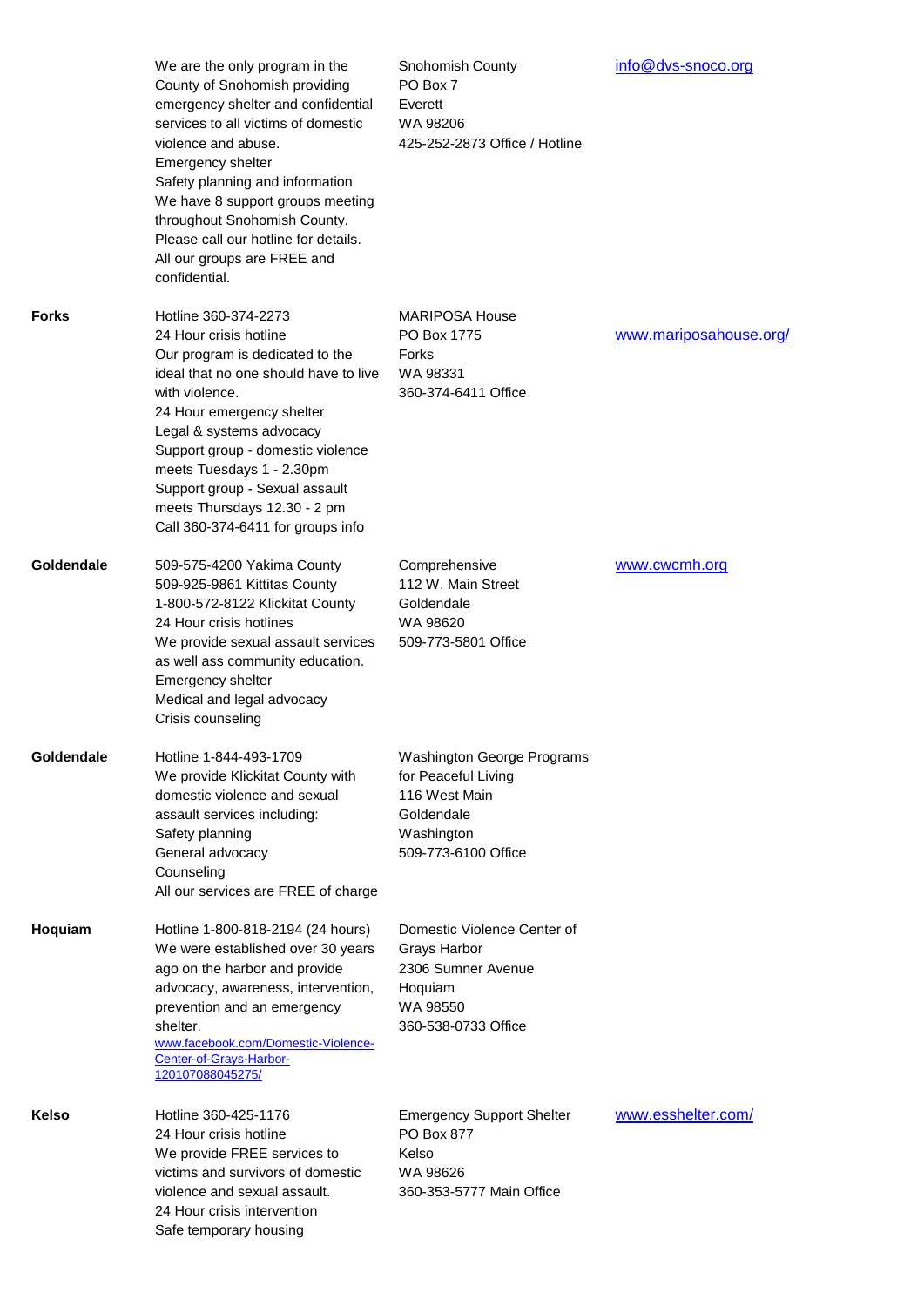| | | | |
|---|---|---|---|
| | We are the only program in the County of Snohomish providing emergency shelter and confidential services to all victims of domestic violence and abuse.<br>Emergency shelter<br>Safety planning and information<br>We have 8 support groups meeting throughout Snohomish County. Please call our hotline for details.<br>All our groups are FREE and confidential. | Snohomish County<br>PO Box 7<br>Everett<br>WA 98206<br>425-252-2873 Office / Hotline | info@dvs-snoco.org |
| **Forks** | Hotline 360-374-2273<br>24 Hour crisis hotline<br>Our program is dedicated to the ideal that no one should have to live with violence.<br>24 Hour emergency shelter<br>Legal & systems advocacy<br>Support group - domestic violence meets Tuesdays 1 - 2.30pm<br>Support group - Sexual assault meets Thursdays 12.30 - 2 pm<br>Call 360-374-6411 for groups info | MARIPOSA House<br>PO Box 1775<br>Forks<br>WA 98331<br>360-374-6411 Office | www.mariposahouse.org/ |
| **Goldendale** | 509-575-4200 Yakima County<br>509-925-9861 Kittitas County<br>1-800-572-8122 Klickitat County<br>24 Hour crisis hotlines<br>We provide sexual assault services as well ass community education.<br>Emergency shelter<br>Medical and legal advocacy<br>Crisis counseling | Comprehensive<br>112 W. Main Street<br>Goldendale<br>WA 98620<br>509-773-5801 Office | www.cwcmh.org |
| **Goldendale** | Hotline 1-844-493-1709<br>We provide Klickitat County with domestic violence and sexual assault services including:<br>Safety planning<br>General advocacy<br>Counseling<br>All our services are FREE of charge | Washington George Programs for Peaceful Living<br>116 West Main<br>Goldendale<br>Washington<br>509-773-6100 Office | |
| **Hoquiam** | Hotline 1-800-818-2194 (24 hours)<br>We were established over 30 years ago on the harbor and provide advocacy, awareness, intervention, prevention and an emergency shelter.<br>www.facebook.com/Domestic-Violence-Center-of-Grays-Harbor-120107088045275/ | Domestic Violence Center of Grays Harbor<br>2306 Sumner Avenue<br>Hoquiam<br>WA 98550<br>360-538-0733 Office | |
| **Kelso** | Hotline 360-425-1176<br>24 Hour crisis hotline<br>We provide FREE services to victims and survivors of domestic violence and sexual assault.<br>24 Hour crisis intervention<br>Safe temporary housing | Emergency Support Shelter<br>PO Box 877<br>Kelso<br>WA 98626<br>360-353-5777 Main Office | www.esshelter.com/ |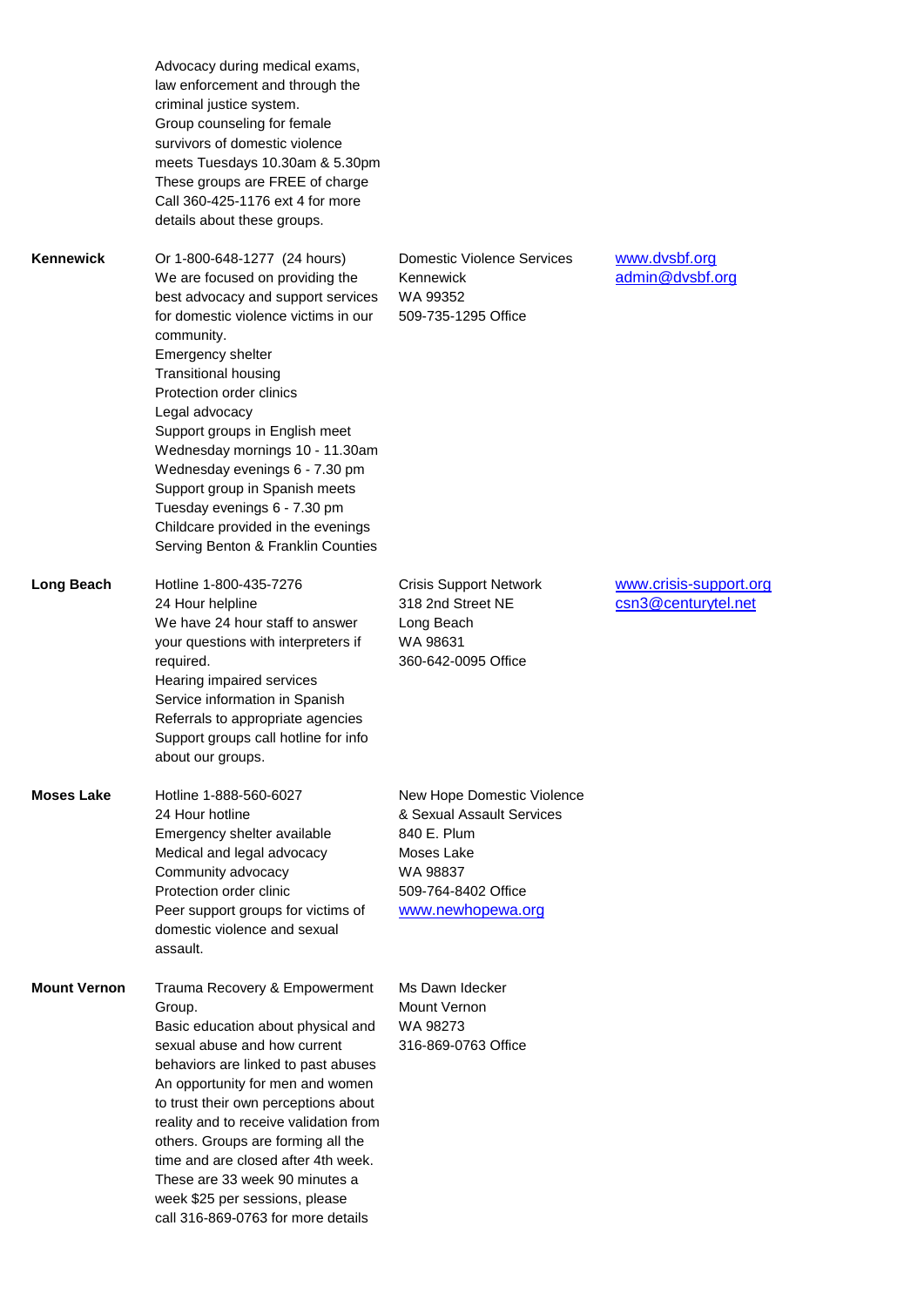|  | Advocacy during medical exams, law enforcement and through the criminal justice system.<br>Group counseling for female survivors of domestic violence meets Tuesdays 10.30am & 5.30pm<br>These groups are FREE of charge<br>Call 360-425-1176 ext 4 for more details about these groups. |  |  |
|---|---|---|---|
| **Kennewick** | Or 1-800-648-1277 (24 hours)<br>We are focused on providing the best advocacy and support services for domestic violence victims in our community.<br>Emergency shelter<br>Transitional housing<br>Protection order clinics<br>Legal advocacy<br>Support groups in English meet<br>Wednesday mornings 10 - 11.30am<br>Wednesday evenings 6 - 7.30 pm<br>Support group in Spanish meets<br>Tuesday evenings 6 - 7.30 pm<br>Childcare provided in the evenings<br>Serving Benton & Franklin Counties | Domestic Violence Services<br>Kennewick<br>WA 99352<br>509-735-1295 Office | www.dvsbf.org<br>admin@dvsbf.org |
| **Long Beach** | Hotline 1-800-435-7276<br>24 Hour helpline<br>We have 24 hour staff to answer your questions with interpreters if required.<br>Hearing impaired services<br>Service information in Spanish<br>Referrals to appropriate agencies<br>Support groups call hotline for info about our groups. | Crisis Support Network<br>318 2nd Street NE<br>Long Beach<br>WA 98631<br>360-642-0095 Office | www.crisis-support.org<br>csn3@centurytel.net |
| **Moses Lake** | Hotline 1-888-560-6027<br>24 Hour hotline<br>Emergency shelter available<br>Medical and legal advocacy<br>Community advocacy<br>Protection order clinic<br>Peer support groups for victims of domestic violence and sexual assault. | New Hope Domestic Violence & Sexual Assault Services<br>840 E. Plum<br>Moses Lake<br>WA 98837<br>509-764-8402 Office<br>www.newhopewa.org |  |
| **Mount Vernon** | Trauma Recovery & Empowerment Group.<br>Basic education about physical and sexual abuse and how current behaviors are linked to past abuses<br>An opportunity for men and women to trust their own perceptions about reality and to receive validation from others. Groups are forming all the time and are closed after 4th week.<br>These are 33 week 90 minutes a week $25 per sessions, please call 316-869-0763 for more details | Ms Dawn Idecker<br>Mount Vernon<br>WA 98273<br>316-869-0763 Office |  |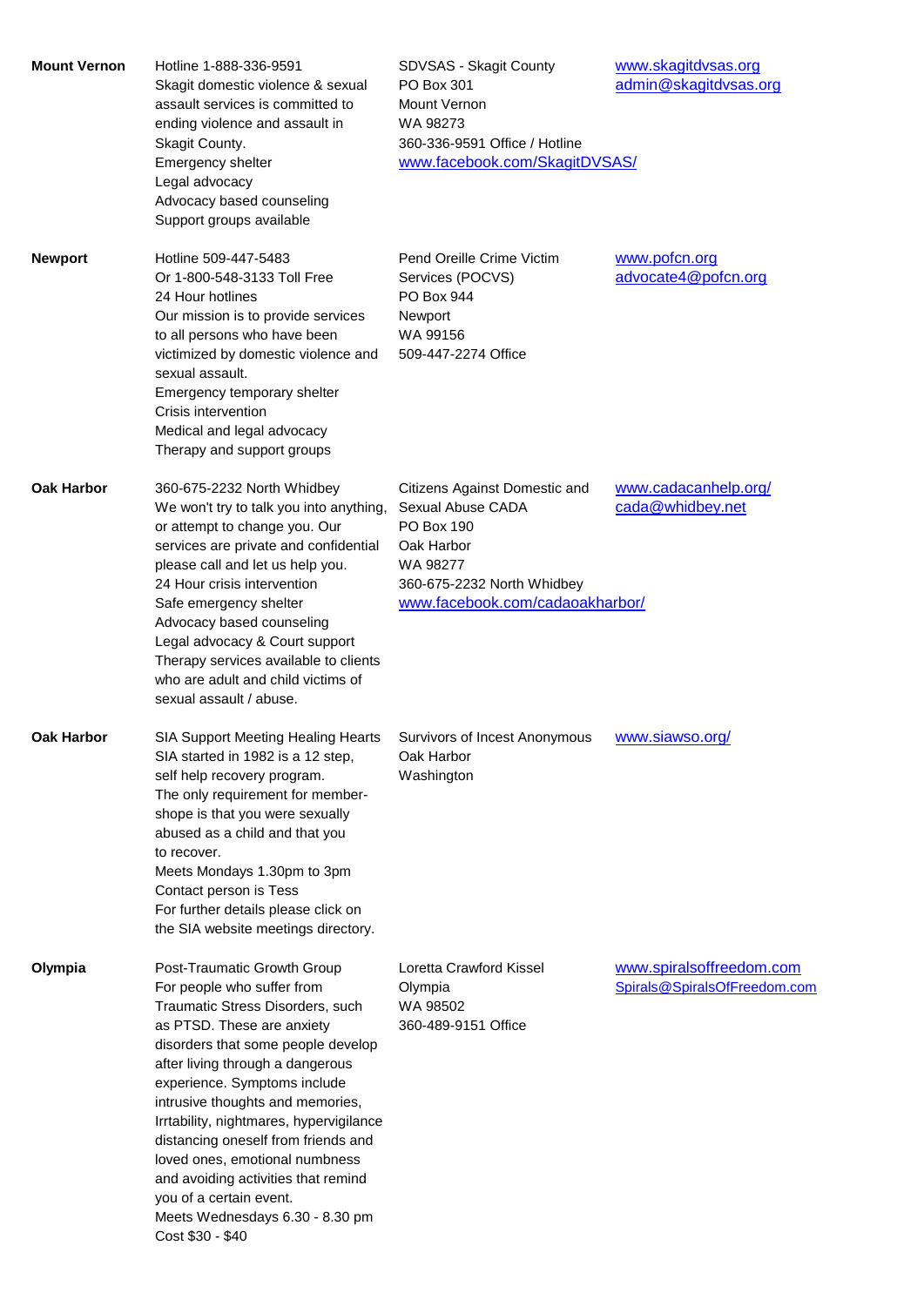| | | | |
|---|---|---|---|
| **Mount Vernon** | Hotline 1-888-336-9591<br>Skagit domestic violence & sexual assault services is committed to ending violence and assault in Skagit County.<br>Emergency shelter<br>Legal advocacy<br>Advocacy based counseling<br>Support groups available | SDVSAS - Skagit County<br>PO Box 301<br>Mount Vernon<br>WA 98273<br>360-336-9591 Office / Hotline<br>www.facebook.com/SkagitDVSAS/ | www.skagitdvsas.org<br>admin@skagitdvsas.org |
| **Newport** | Hotline 509-447-5483<br>Or 1-800-548-3133 Toll Free<br>24 Hour hotlines<br>Our mission is to provide services to all persons who have been victimized by domestic violence and sexual assault.<br>Emergency temporary shelter<br>Crisis intervention<br>Medical and legal advocacy<br>Therapy and support groups | Pend Oreille Crime Victim Services (POCVS)<br>PO Box 944<br>Newport<br>WA 99156<br>509-447-2274 Office | www.pofcn.org<br>advocate4@pofcn.org |
| **Oak Harbor** | 360-675-2232 North Whidbey<br>We won't try to talk you into anything, or attempt to change you. Our services are private and confidential please call and let us help you.<br>24 Hour crisis intervention<br>Safe emergency shelter<br>Advocacy based counseling<br>Legal advocacy & Court support<br>Therapy services available to clients who are adult and child victims of sexual assault / abuse. | Citizens Against Domestic and Sexual Abuse CADA<br>PO Box 190<br>Oak Harbor<br>WA 98277<br>360-675-2232 North Whidbey<br>www.facebook.com/cadaoakharbor/ | www.cadacanhelp.org/<br>cada@whidbey.net |
| **Oak Harbor** | SIA Support Meeting Healing Hearts<br>SIA started in 1982 is a 12 step, self help recovery program.<br>The only requirement for membershope is that you were sexually abused as a child and that you to recover.<br>Meets Mondays 1.30pm to 3pm<br>Contact person is Tess<br>For further details please click on the SIA website meetings directory. | Survivors of Incest Anonymous<br>Oak Harbor<br>Washington | www.siawso.org/ |
| **Olympia** | Post-Traumatic Growth Group<br>For people who suffer from Traumatic Stress Disorders, such as PTSD. These are anxiety disorders that some people develop after living through a dangerous experience. Symptoms include intrusive thoughts and memories, Irrtability, nightmares, hypervigilance distancing oneself from friends and loved ones, emotional numbness and avoiding activities that remind you of a certain event.<br>Meets Wednesdays 6.30 - 8.30 pm<br>Cost $30 - $40 | Loretta Crawford Kissel<br>Olympia<br>WA 98502<br>360-489-9151 Office | www.spiralsoffreedom.com<br>Spirals@SpiralsOfFreedom.com |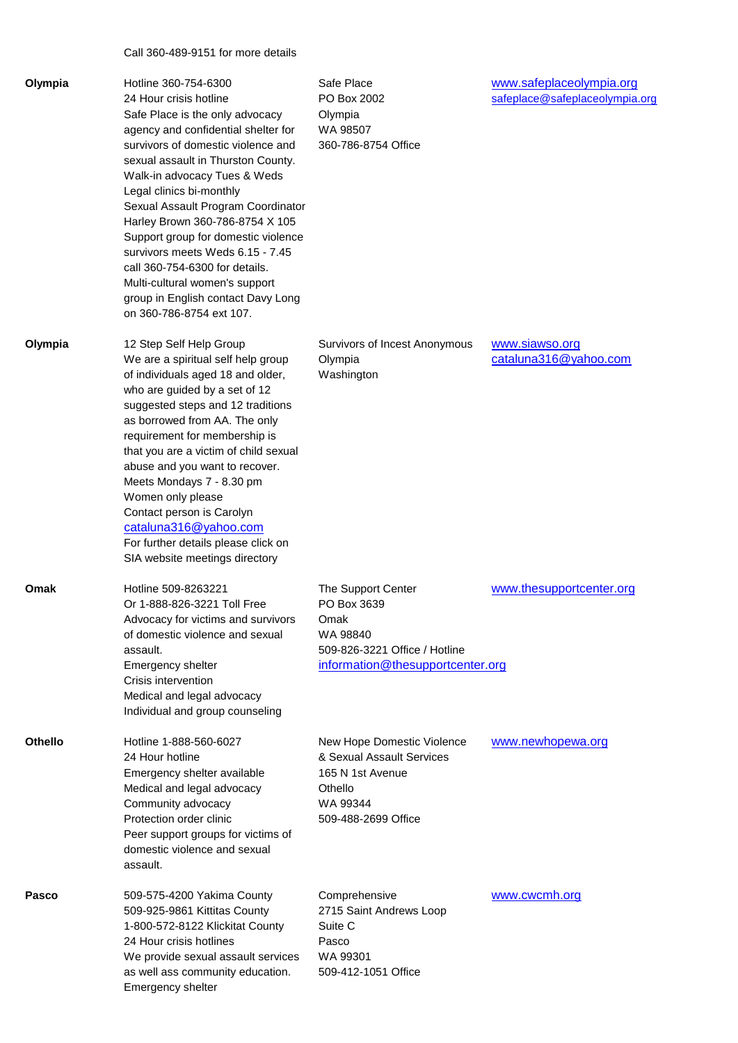| | | | |
|---|---|---|---|
| | Call 360-489-9151 for more details | | |
| **Olympia** | Hotline 360-754-6300<br>24 Hour crisis hotline<br>Safe Place is the only advocacy agency and confidential shelter for survivors of domestic violence and sexual assault in Thurston County.<br>Walk-in advocacy Tues & Weds<br>Legal clinics bi-monthly<br>Sexual Assault Program Coordinator Harley Brown 360-786-8754 X 105<br>Support group for domestic violence survivors meets Weds 6.15 - 7.45 call 360-754-6300 for details.<br>Multi-cultural women's support group in English contact Davy Long on 360-786-8754 ext 107. | Safe Place<br>PO Box 2002<br>Olympia<br>WA 98507<br>360-786-8754 Office | www.safeplaceolympia.org<br>safeplace@safeplaceolympia.org |
| **Olympia** | 12 Step Self Help Group<br>We are a spiritual self help group of individuals aged 18 and older, who are guided by a set of 12 suggested steps and 12 traditions as borrowed from AA. The only requirement for membership is that you are a victim of child sexual abuse and you want to recover.<br>Meets Mondays 7 - 8.30 pm<br>Women only please<br>Contact person is Carolyn<br>cataluna316@yahoo.com<br>For further details please click on SIA website meetings directory | Survivors of Incest Anonymous<br>Olympia<br>Washington | www.siawso.org<br>cataluna316@yahoo.com |
| **Omak** | Hotline 509-8263221<br>Or 1-888-826-3221 Toll Free<br>Advocacy for victims and survivors of domestic violence and sexual assault.<br>Emergency shelter<br>Crisis intervention<br>Medical and legal advocacy<br>Individual and group counseling | The Support Center<br>PO Box 3639<br>Omak<br>WA 98840<br>509-826-3221 Office / Hotline<br>information@thesupportcenter.org | www.thesupportcenter.org |
| **Othello** | Hotline 1-888-560-6027<br>24 Hour hotline<br>Emergency shelter available<br>Medical and legal advocacy<br>Community advocacy<br>Protection order clinic<br>Peer support groups for victims of domestic violence and sexual assault. | New Hope Domestic Violence & Sexual Assault Services<br>165 N 1st Avenue<br>Othello<br>WA 99344<br>509-488-2699 Office | www.newhopewa.org |
| **Pasco** | 509-575-4200 Yakima County<br>509-925-9861 Kittitas County<br>1-800-572-8122 Klickitat County<br>24 Hour crisis hotlines<br>We provide sexual assault services as well ass community education.<br>Emergency shelter | Comprehensive<br>2715 Saint Andrews Loop<br>Suite C<br>Pasco<br>WA 99301<br>509-412-1051 Office | www.cwcmh.org |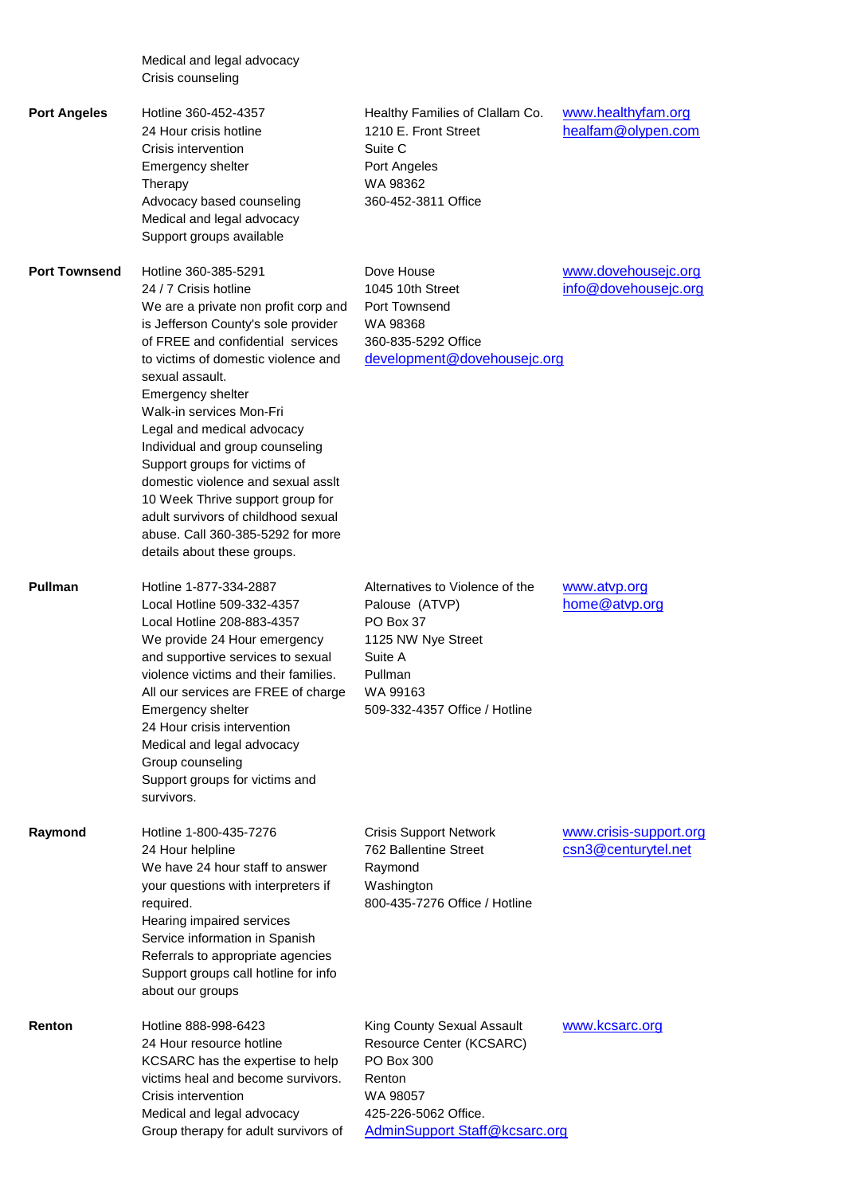| | | | |
|---|---|---|---|
| | Medical and legal advocacy<br>Crisis counseling | | |
| **Port Angeles** | Hotline 360-452-4357<br>24 Hour crisis hotline<br>Crisis intervention<br>Emergency shelter<br>Therapy<br>Advocacy based counseling<br>Medical and legal advocacy<br>Support groups available | Healthy Families of Clallam Co.<br>1210 E. Front Street<br>Suite C<br>Port Angeles<br>WA 98362<br>360-452-3811 Office | www.healthyfam.org<br>healfam@olypen.com |
| **Port Townsend** | Hotline 360-385-5291<br>24 / 7 Crisis hotline<br>We are a private non profit corp and is Jefferson County's sole provider of FREE and confidential services to victims of domestic violence and sexual assault.<br>Emergency shelter<br>Walk-in services Mon-Fri<br>Legal and medical advocacy<br>Individual and group counseling<br>Support groups for victims of domestic violence and sexual asslt<br>10 Week Thrive support group for adult survivors of childhood sexual abuse. Call 360-385-5292 for more details about these groups. | Dove House<br>1045 10th Street<br>Port Townsend<br>WA 98368<br>360-835-5292 Office<br>development@dovehousejc.org | www.dovehousejc.org<br>info@dovehousejc.org |
| **Pullman** | Hotline 1-877-334-2887<br>Local Hotline 509-332-4357<br>Local Hotline 208-883-4357<br>We provide 24 Hour emergency and supportive services to sexual violence victims and their families.<br>All our services are FREE of charge<br>Emergency shelter<br>24 Hour crisis intervention<br>Medical and legal advocacy<br>Group counseling<br>Support groups for victims and survivors. | Alternatives to Violence of the Palouse (ATVP)<br>PO Box 37<br>1125 NW Nye Street<br>Suite A<br>Pullman<br>WA 99163<br>509-332-4357 Office / Hotline | www.atvp.org<br>home@atvp.org |
| **Raymond** | Hotline 1-800-435-7276<br>24 Hour helpline<br>We have 24 hour staff to answer your questions with interpreters if required.<br>Hearing impaired services<br>Service information in Spanish<br>Referrals to appropriate agencies<br>Support groups call hotline for info about our groups | Crisis Support Network<br>762 Ballentine Street<br>Raymond<br>Washington<br>800-435-7276 Office / Hotline | www.crisis-support.org<br>csn3@centurytel.net |
| **Renton** | Hotline 888-998-6423<br>24 Hour resource hotline<br>KCSARC has the expertise to help victims heal and become survivors.<br>Crisis intervention<br>Medical and legal advocacy<br>Group therapy for adult survivors of | King County Sexual Assault Resource Center (KCSARC)<br>PO Box 300<br>Renton<br>WA 98057<br>425-226-5062 Office.<br>AdminSupport Staff@kcsarc.org | www.kcsarc.org |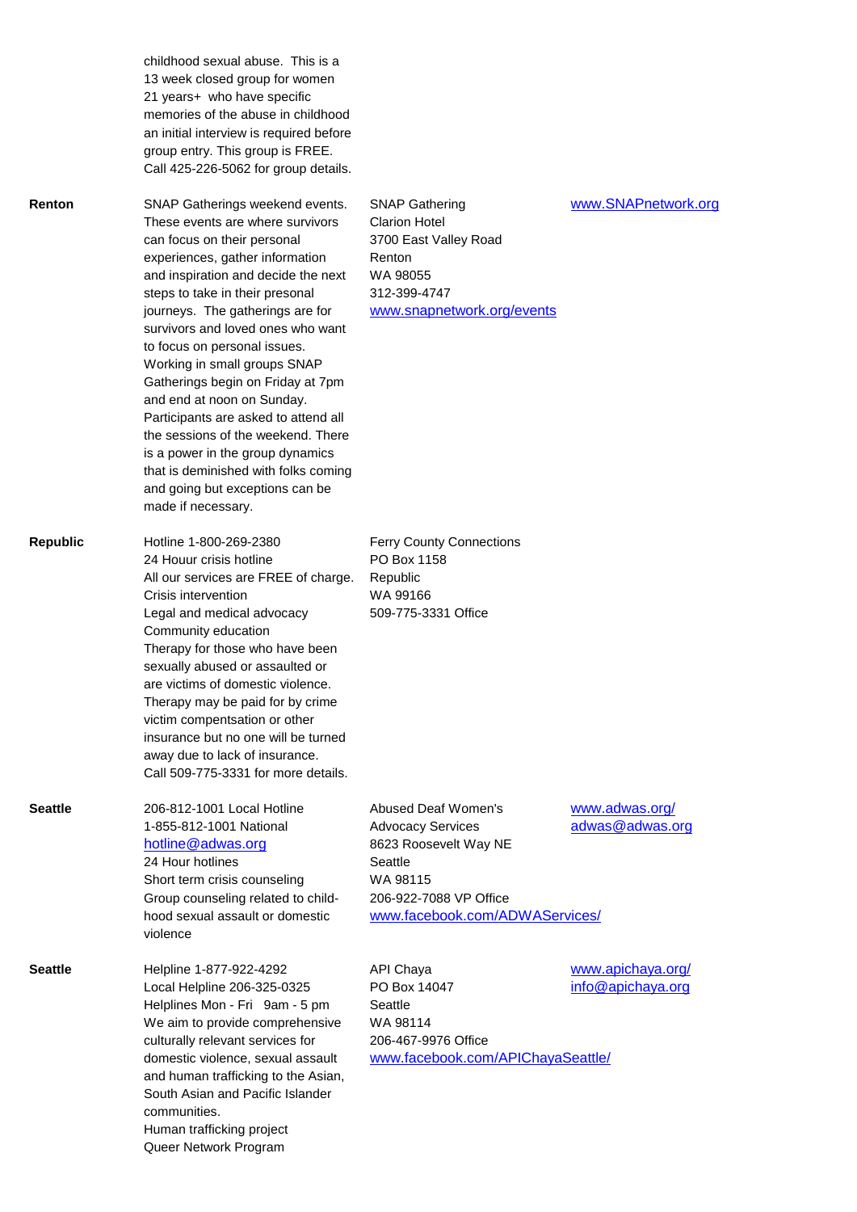| | | | |
|---|---|---|---|
| | childhood sexual abuse. This is a 13 week closed group for women 21 years+ who have specific memories of the abuse in childhood an initial interview is required before group entry. This group is FREE. Call 425-226-5062 for group details. | | |
| **Renton** | SNAP Gatherings weekend events. These events are where survivors can focus on their personal experiences, gather information and inspiration and decide the next steps to take in their presonal journeys. The gatherings are for survivors and loved ones who want to focus on personal issues. Working in small groups SNAP Gatherings begin on Friday at 7pm and end at noon on Sunday. Participants are asked to attend all the sessions of the weekend. There is a power in the group dynamics that is deminished with folks coming and going but exceptions can be made if necessary. | SNAP Gathering<br>Clarion Hotel<br>3700 East Valley Road<br>Renton<br>WA 98055<br>312-399-4747<br>www.snapnetwork.org/events | www.SNAPnetwork.org |
| **Republic** | Hotline 1-800-269-2380<br>24 Houur crisis hotline<br>All our services are FREE of charge.<br>Crisis intervention<br>Legal and medical advocacy<br>Community education<br>Therapy for those who have been sexually abused or assaulted or are victims of domestic violence. Therapy may be paid for by crime victim compentsation or other insurance but no one will be turned away due to lack of insurance. Call 509-775-3331 for more details. | Ferry County Connections<br>PO Box 1158<br>Republic<br>WA 99166<br>509-775-3331 Office | |
| **Seattle** | 206-812-1001 Local Hotline<br>1-855-812-1001 National<br>hotline@adwas.org<br>24 Hour hotlines<br>Short term crisis counseling<br>Group counseling related to child-hood sexual assault or domestic violence | Abused Deaf Women's Advocacy Services<br>8623 Roosevelt Way NE<br>Seattle<br>WA 98115<br>206-922-7088 VP Office<br>www.facebook.com/ADWAServices/ | www.adwas.org/<br>adwas@adwas.org |
| **Seattle** | Helpline 1-877-922-4292<br>Local Helpline 206-325-0325<br>Helplines Mon - Fri 9am - 5 pm<br>We aim to provide comprehensive culturally relevant services for domestic violence, sexual assault and human trafficking to the Asian, South Asian and Pacific Islander communities.<br>Human trafficking project<br>Queer Network Program | API Chaya<br>PO Box 14047<br>Seattle<br>WA 98114<br>206-467-9976 Office<br>www.facebook.com/APIChayaSeattle/ | www.apichaya.org/<br>info@apichaya.org |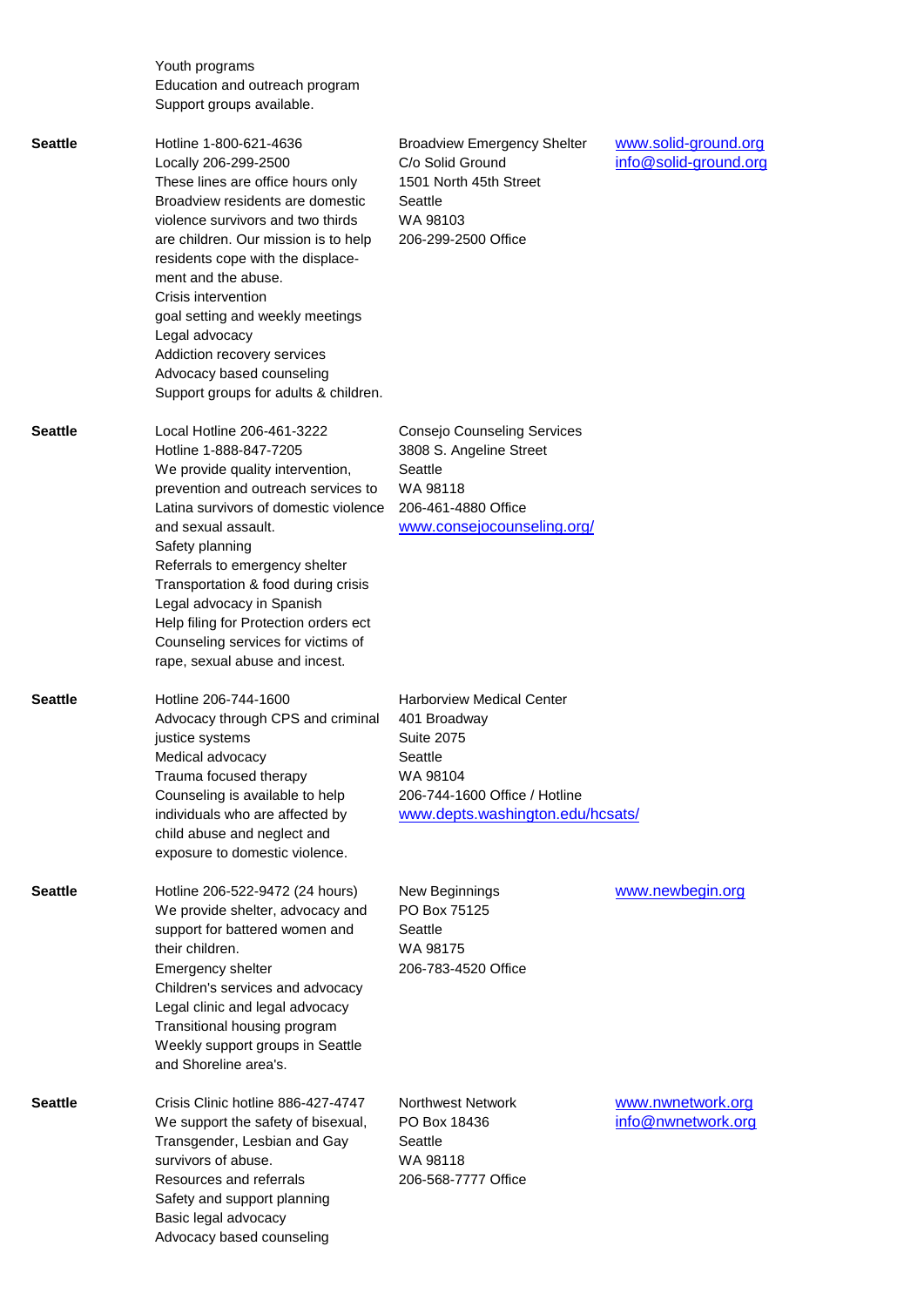| | | | |
|---|---|---|---|
| | Youth programs<br>Education and outreach program<br>Support groups available. | | |
| **Seattle** | Hotline 1-800-621-4636<br>Locally 206-299-2500<br>These lines are office hours only<br>Broadview residents are domestic violence survivors and two thirds are children. Our mission is to help residents cope with the displace-ment and the abuse.<br>Crisis intervention<br>goal setting and weekly meetings<br>Legal advocacy<br>Addiction recovery services<br>Advocacy based counseling<br>Support groups for adults & children. | Broadview Emergency Shelter<br>C/o Solid Ground<br>1501 North 45th Street<br>Seattle<br>WA 98103<br>206-299-2500 Office | www.solid-ground.org<br>info@solid-ground.org |
| **Seattle** | Local Hotline 206-461-3222<br>Hotline 1-888-847-7205<br>We provide quality intervention, prevention and outreach services to Latina survivors of domestic violence and sexual assault.<br>Safety planning<br>Referrals to emergency shelter<br>Transportation & food during crisis<br>Legal advocacy in Spanish<br>Help filing for Protection orders ect<br>Counseling services for victims of rape, sexual abuse and incest. | Consejo Counseling Services<br>3808 S. Angeline Street<br>Seattle<br>WA 98118<br>206-461-4880 Office<br>www.consejocounseling.org/ | |
| **Seattle** | Hotline 206-744-1600<br>Advocacy through CPS and criminal justice systems<br>Medical advocacy<br>Trauma focused therapy<br>Counseling is available to help individuals who are affected by child abuse and neglect and exposure to domestic violence. | Harborview Medical Center<br>401 Broadway<br>Suite 2075<br>Seattle<br>WA 98104<br>206-744-1600 Office / Hotline<br>www.depts.washington.edu/hcsats/ | |
| **Seattle** | Hotline 206-522-9472 (24 hours)<br>We provide shelter, advocacy and support for battered women and their children.<br>Emergency shelter<br>Children's services and advocacy<br>Legal clinic and legal advocacy<br>Transitional housing program<br>Weekly support groups in Seattle and Shoreline area's. | New Beginnings<br>PO Box 75125<br>Seattle<br>WA 98175<br>206-783-4520 Office | www.newbegin.org |
| **Seattle** | Crisis Clinic hotline 886-427-4747<br>We support the safety of bisexual, Transgender, Lesbian and Gay survivors of abuse.<br>Resources and referrals<br>Safety and support planning<br>Basic legal advocacy<br>Advocacy based counseling | Northwest Network<br>PO Box 18436<br>Seattle<br>WA 98118<br>206-568-7777 Office | www.nwnetwork.org<br>info@nwnetwork.org |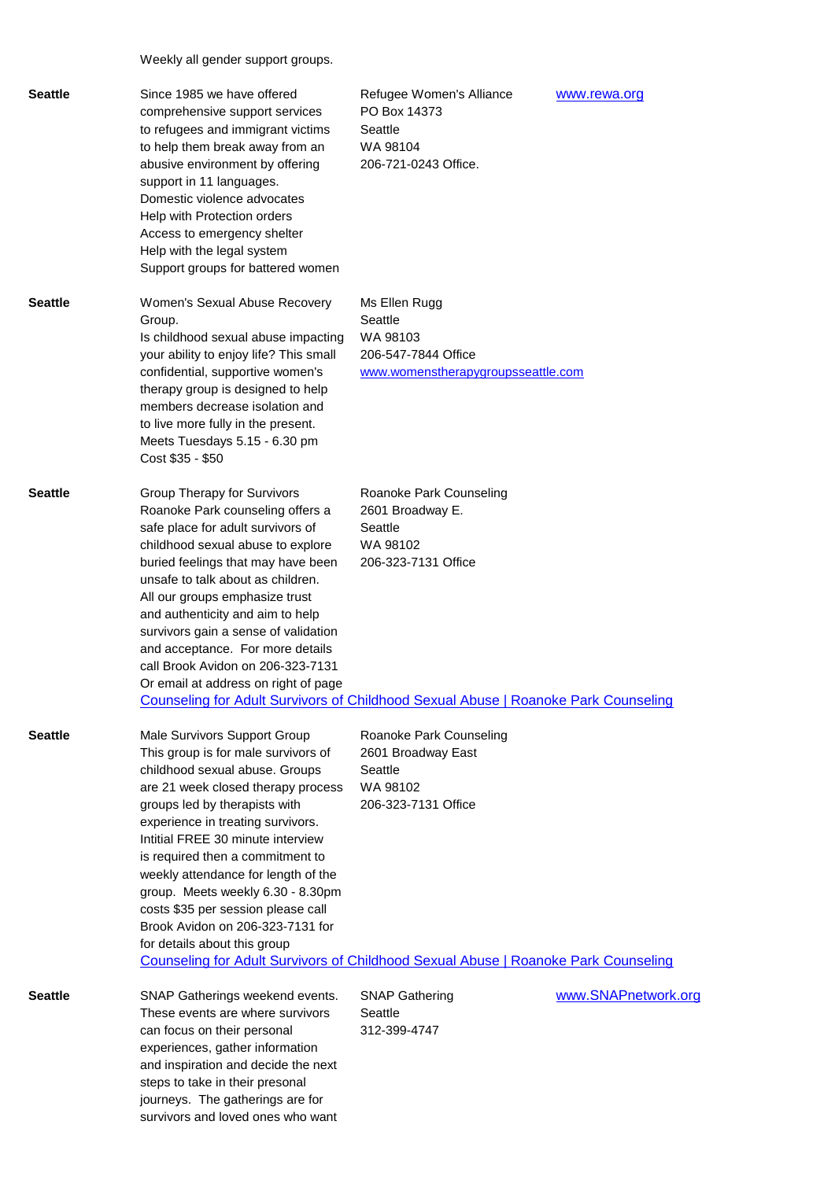| | Weekly all gender support groups. | | |
|---|---|---|---|
| **Seattle** | Since 1985 we have offered comprehensive support services to refugees and immigrant victims to help them break away from an abusive environment by offering support in 11 languages.<br>Domestic violence advocates<br>Help with Protection orders<br>Access to emergency shelter<br>Help with the legal system<br>Support groups for battered women | Refugee Women's Alliance<br>PO Box 14373<br>Seattle<br>WA 98104<br>206-721-0243 Office. | www.rewa.org |
| **Seattle** | Women's Sexual Abuse Recovery Group.<br>Is childhood sexual abuse impacting your ability to enjoy life? This small confidential, supportive women's therapy group is designed to help members decrease isolation and to live more fully in the present.<br>Meets Tuesdays 5.15 - 6.30 pm<br>Cost $35 - $50 | Ms Ellen Rugg<br>Seattle<br>WA 98103<br>206-547-7844 Office<br>www.womenstherapygroupsseattle.com | |
| **Seattle** | Group Therapy for Survivors<br>Roanoke Park counseling offers a safe place for adult survivors of childhood sexual abuse to explore buried feelings that may have been unsafe to talk about as children.<br>All our groups emphasize trust and authenticity and aim to help survivors gain a sense of validation and acceptance. For more details call Brook Avidon on 206-323-7131<br>Or email at address on right of page<br>Counseling for Adult Survivors of Childhood Sexual Abuse \| Roanoke Park Counseling | Roanoke Park Counseling<br>2601 Broadway E.<br>Seattle<br>WA 98102<br>206-323-7131 Office | |
| **Seattle** | Male Survivors Support Group<br>This group is for male survivors of childhood sexual abuse. Groups are 21 week closed therapy process groups led by therapists with experience in treating survivors.<br>Intitial FREE 30 minute interview is required then a commitment to weekly attendance for length of the group. Meets weekly 6.30 - 8.30pm costs $35 per session please call Brook Avidon on 206-323-7131 for for details about this group<br>Counseling for Adult Survivors of Childhood Sexual Abuse \| Roanoke Park Counseling | Roanoke Park Counseling<br>2601 Broadway East<br>Seattle<br>WA 98102<br>206-323-7131 Office | |
| **Seattle** | SNAP Gatherings weekend events.<br>These events are where survivors can focus on their personal experiences, gather information and inspiration and decide the next steps to take in their presonal journeys. The gatherings are for survivors and loved ones who want | SNAP Gathering<br>Seattle<br>312-399-4747 | www.SNAPnetwork.org |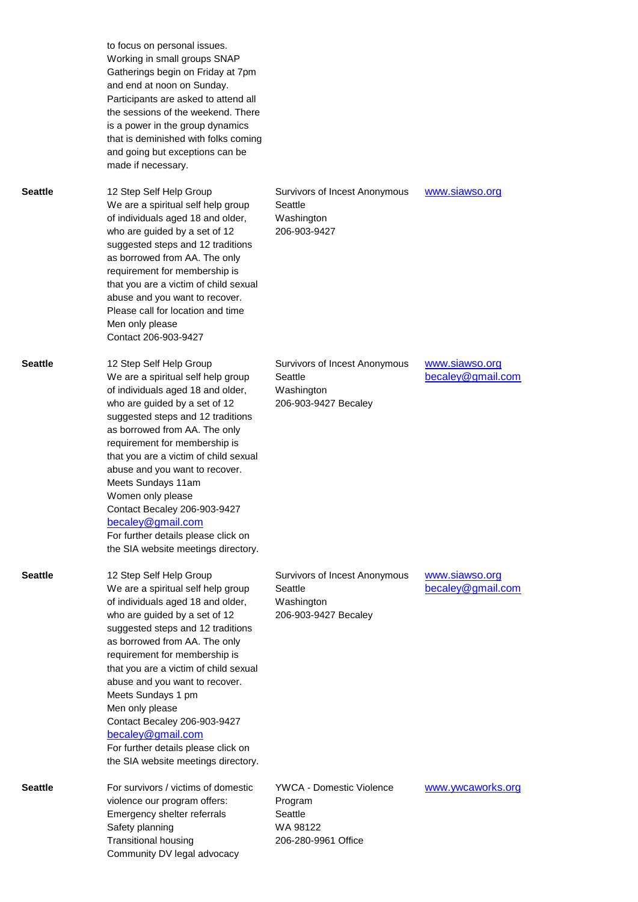| | | | |
|---|---|---|---|
| | to focus on personal issues. Working in small groups SNAP Gatherings begin on Friday at 7pm and end at noon on Sunday. Participants are asked to attend all the sessions of the weekend. There is a power in the group dynamics that is deminished with folks coming and going but exceptions can be made if necessary. | | |
| **Seattle** | 12 Step Self Help Group<br>We are a spiritual self help group of individuals aged 18 and older, who are guided by a set of 12 suggested steps and 12 traditions as borrowed from AA. The only requirement for membership is that you are a victim of child sexual abuse and you want to recover.<br>Please call for location and time<br>Men only please<br>Contact 206-903-9427 | Survivors of Incest Anonymous<br>Seattle<br>Washington<br>206-903-9427 | www.siawso.org |
| **Seattle** | 12 Step Self Help Group<br>We are a spiritual self help group of individuals aged 18 and older, who are guided by a set of 12 suggested steps and 12 traditions as borrowed from AA. The only requirement for membership is that you are a victim of child sexual abuse and you want to recover.<br>Meets Sundays 11am<br>Women only please<br>Contact Becaley 206-903-9427<br>becaley@gmail.com<br>For further details please click on the SIA website meetings directory. | Survivors of Incest Anonymous<br>Seattle<br>Washington<br>206-903-9427 Becaley | www.siawso.org<br>becaley@gmail.com |
| **Seattle** | 12 Step Self Help Group<br>We are a spiritual self help group of individuals aged 18 and older, who are guided by a set of 12 suggested steps and 12 traditions as borrowed from AA. The only requirement for membership is that you are a victim of child sexual abuse and you want to recover.<br>Meets Sundays 1 pm<br>Men only please<br>Contact Becaley 206-903-9427<br>becaley@gmail.com<br>For further details please click on the SIA website meetings directory. | Survivors of Incest Anonymous<br>Seattle<br>Washington<br>206-903-9427 Becaley | www.siawso.org<br>becaley@gmail.com |
| **Seattle** | For survivors / victims of domestic violence our program offers:<br>Emergency shelter referrals<br>Safety planning<br>Transitional housing<br>Community DV legal advocacy | YWCA - Domestic Violence Program<br>Seattle<br>WA 98122<br>206-280-9961 Office | www.ywcaworks.org |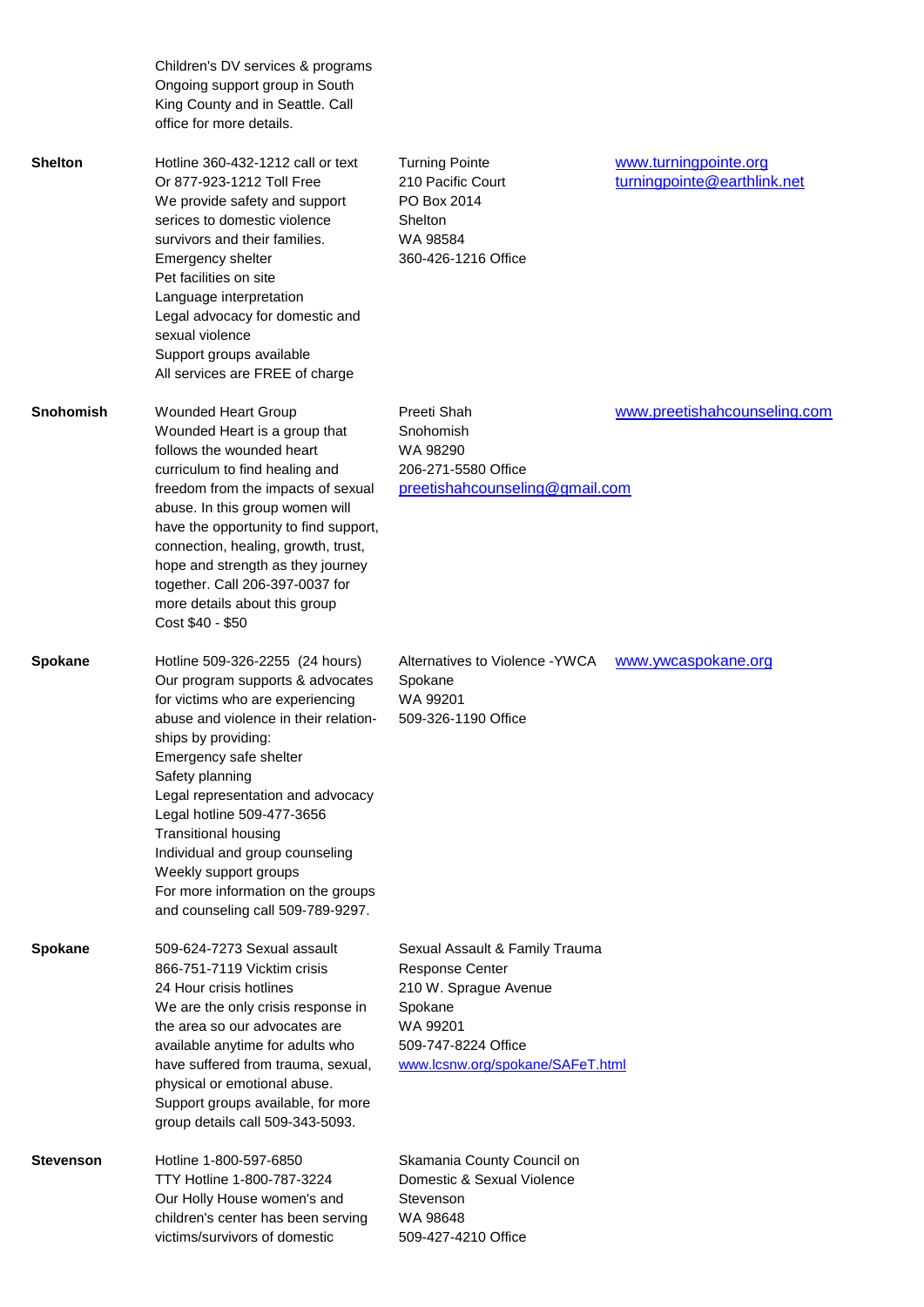| | | | |
|---|---|---|---|
| | Children's DV services & programs<br>Ongoing support group in South King County and in Seattle. Call office for more details. | | |
| **Shelton** | Hotline 360-432-1212 call or text<br>Or 877-923-1212 Toll Free<br>We provide safety and support serices to domestic violence survivors and their families.<br>Emergency shelter<br>Pet facilities on site<br>Language interpretation<br>Legal advocacy for domestic and sexual violence<br>Support groups available<br>All services are FREE of charge | Turning Pointe<br>210 Pacific Court<br>PO Box 2014<br>Shelton<br>WA 98584<br>360-426-1216 Office | www.turningpointe.org<br>turningpointe@earthlink.net |
| **Snohomish** | Wounded Heart Group<br>Wounded Heart is a group that follows the wounded heart curriculum to find healing and freedom from the impacts of sexual abuse. In this group women will have the opportunity to find support, connection, healing, growth, trust, hope and strength as they journey together. Call 206-397-0037 for more details about this group<br>Cost $40 - $50 | Preeti Shah<br>Snohomish<br>WA 98290<br>206-271-5580 Office<br>preetishahcounseling@gmail.com | www.preetishahcounseling.com |
| **Spokane** | Hotline 509-326-2255 (24 hours)<br>Our program supports & advocates for victims who are experiencing abuse and violence in their relation-ships by providing:<br>Emergency safe shelter<br>Safety planning<br>Legal representation and advocacy<br>Legal hotline 509-477-3656<br>Transitional housing<br>Individual and group counseling<br>Weekly support groups<br>For more information on the groups and counseling call 509-789-9297. | Alternatives to Violence -YWCA<br>Spokane<br>WA 99201<br>509-326-1190 Office | www.ywcaspokane.org |
| **Spokane** | 509-624-7273 Sexual assault<br>866-751-7119 Vicktim crisis<br>24 Hour crisis hotlines<br>We are the only crisis response in the area so our advocates are available anytime for adults who have suffered from trauma, sexual, physical or emotional abuse.<br>Support groups available, for more group details call 509-343-5093. | Sexual Assault & Family Trauma Response Center<br>210 W. Sprague Avenue<br>Spokane<br>WA 99201<br>509-747-8224 Office<br>www.lcsnw.org/spokane/SAFeT.html | |
| **Stevenson** | Hotline 1-800-597-6850<br>TTY Hotline 1-800-787-3224<br>Our Holly House women's and children's center has been serving victims/survivors of domestic | Skamania County Council on Domestic & Sexual Violence<br>Stevenson<br>WA 98648<br>509-427-4210 Office | |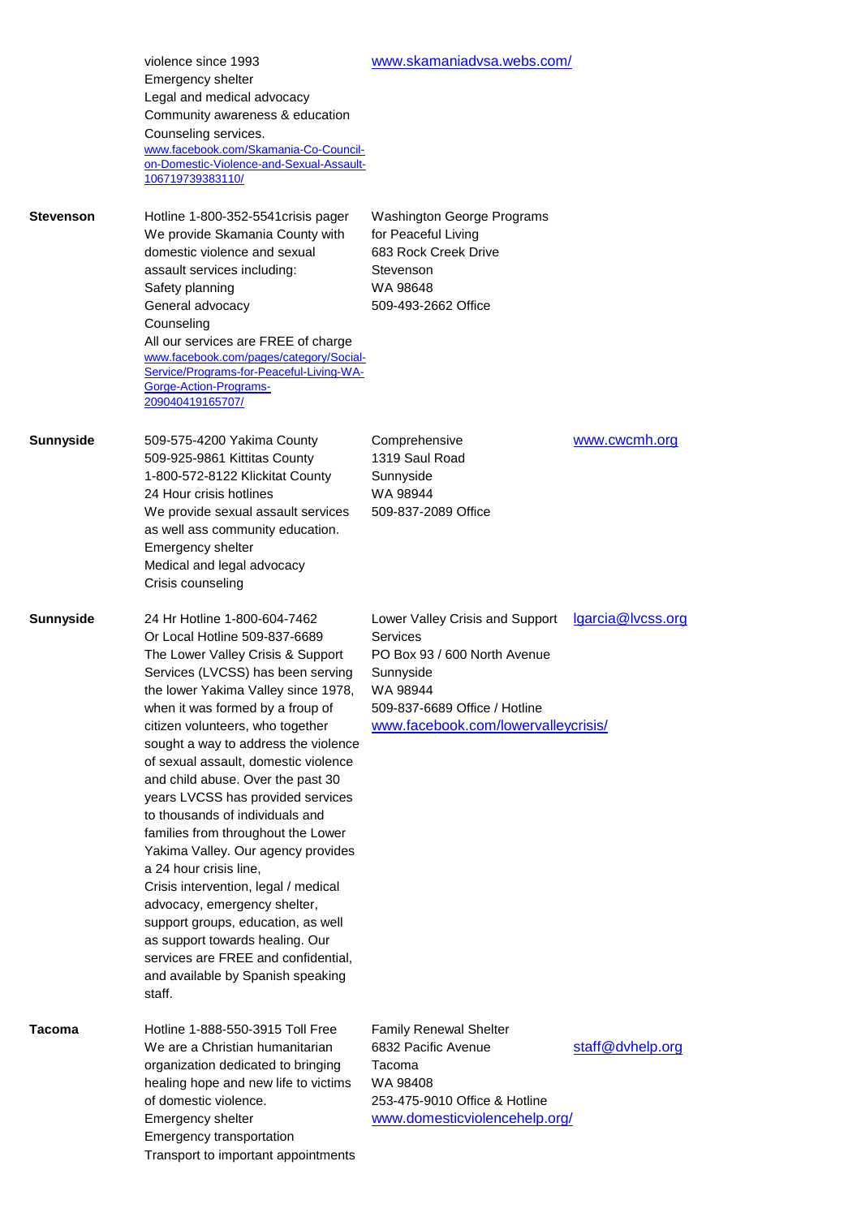| | | | |
|---|---|---|---|
| | violence since 1993<br>Emergency shelter<br>Legal and medical advocacy<br>Community awareness & education<br>Counseling services.<br>www.facebook.com/Skamania-Co-Council-on-Domestic-Violence-and-Sexual-Assault-106719739383110/ | www.skamaniadvsa.webs.com/ | |
| **Stevenson** | Hotline 1-800-352-5541crisis pager<br>We provide Skamania County with domestic violence and sexual assault services including:<br>Safety planning<br>General advocacy<br>Counseling<br>All our services are FREE of charge<br>www.facebook.com/pages/category/Social-Service/Programs-for-Peaceful-Living-WA-Gorge-Action-Programs-209040419165707/ | Washington George Programs for Peaceful Living<br>683 Rock Creek Drive<br>Stevenson<br>WA 98648<br>509-493-2662 Office | |
| **Sunnyside** | 509-575-4200 Yakima County<br>509-925-9861 Kittitas County<br>1-800-572-8122 Klickitat County<br>24 Hour crisis hotlines<br>We provide sexual assault services as well ass community education.<br>Emergency shelter<br>Medical and legal advocacy<br>Crisis counseling | Comprehensive<br>1319 Saul Road<br>Sunnyside<br>WA 98944<br>509-837-2089 Office | www.cwcmh.org |
| **Sunnyside** | 24 Hr Hotline 1-800-604-7462<br>Or Local Hotline 509-837-6689<br>The Lower Valley Crisis & Support Services (LVCSS) has been serving the lower Yakima Valley since 1978, when it was formed by a froup of citizen volunteers, who together sought a way to address the violence of sexual assault, domestic violence and child abuse. Over the past 30 years LVCSS has provided services to thousands of individuals and families from throughout the Lower Yakima Valley. Our agency provides a 24 hour crisis line,<br>Crisis intervention, legal / medical advocacy, emergency shelter, support groups, education, as well as support towards healing. Our services are FREE and confidential, and available by Spanish speaking staff. | Lower Valley Crisis and Support Services<br>PO Box 93 / 600 North Avenue<br>Sunnyside<br>WA 98944<br>509-837-6689 Office / Hotline<br>www.facebook.com/lowervalleycrisis/ | lgarcia@lvcss.org |
| **Tacoma** | Hotline 1-888-550-3915 Toll Free<br>We are a Christian humanitarian organization dedicated to bringing healing hope and new life to victims of domestic violence.<br>Emergency shelter<br>Emergency transportation<br>Transport to important appointments | Family Renewal Shelter<br>6832 Pacific Avenue<br>Tacoma<br>WA 98408<br>253-475-9010 Office & Hotline<br>www.domesticviolencehelp.org/ | staff@dvhelp.org |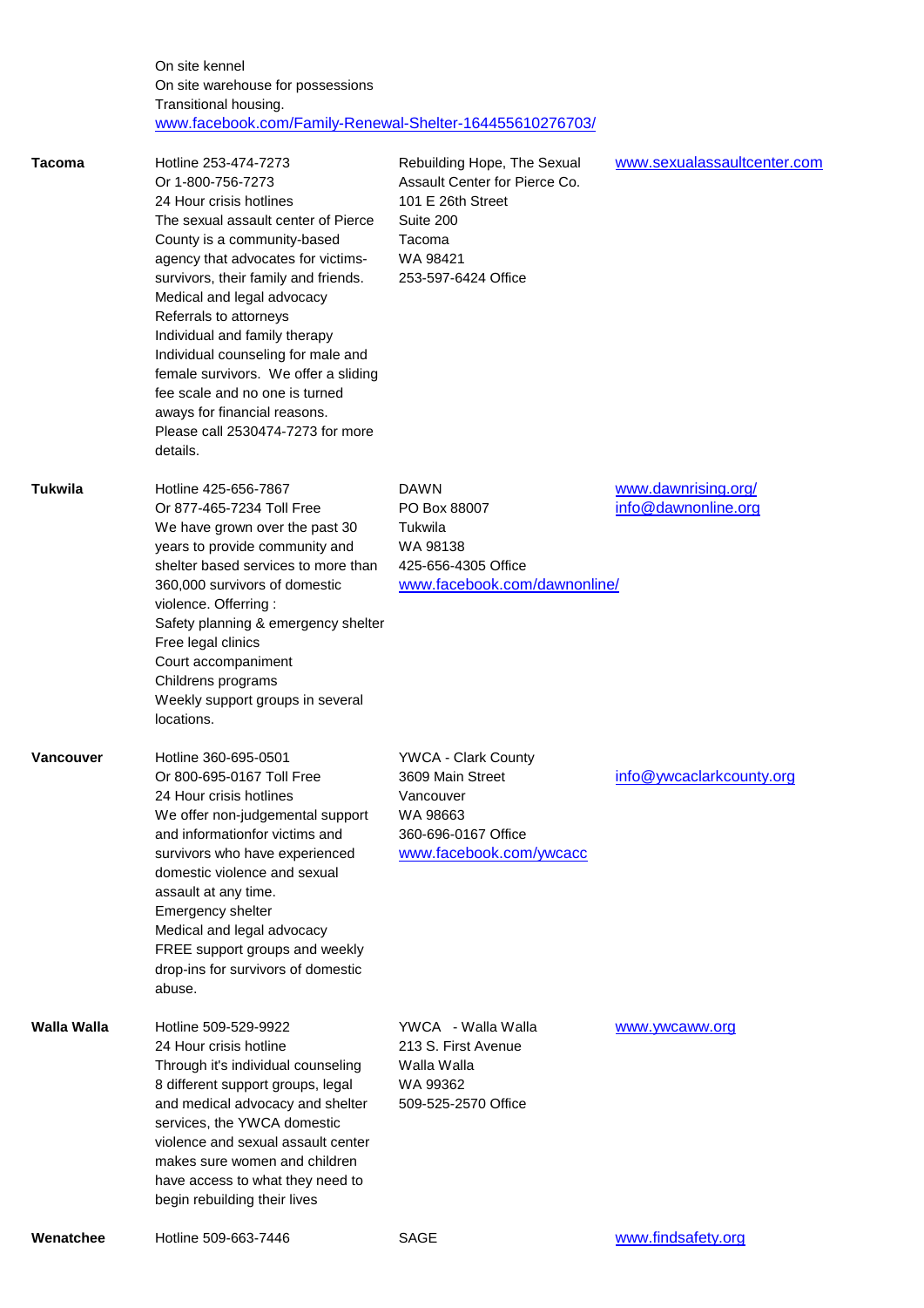| | | | |
|---|---|---|---|
| | On site kennel<br>On site warehouse for possessions<br>Transitional housing.<br>www.facebook.com/Family-Renewal-Shelter-164455610276703/ | | |
| **Tacoma** | Hotline 253-474-7273<br>Or 1-800-756-7273<br>24 Hour crisis hotlines<br>The sexual assault center of Pierce County is a community-based agency that advocates for victims-survivors, their family and friends.<br>Medical and legal advocacy<br>Referrals to attorneys<br>Individual and family therapy<br>Individual counseling for male and female survivors. We offer a sliding fee scale and no one is turned aways for financial reasons.<br>Please call 2530474-7273 for more details. | Rebuilding Hope, The Sexual Assault Center for Pierce Co.<br>101 E 26th Street<br>Suite 200<br>Tacoma<br>WA 98421<br>253-597-6424 Office | www.sexualassaultcenter.com |
| **Tukwila** | Hotline 425-656-7867<br>Or 877-465-7234 Toll Free<br>We have grown over the past 30 years to provide community and shelter based services to more than 360,000 survivors of domestic violence. Offerring :<br>Safety planning & emergency shelter<br>Free legal clinics<br>Court accompaniment<br>Childrens programs<br>Weekly support groups in several locations. | DAWN<br>PO Box 88007<br>Tukwila<br>WA 98138<br>425-656-4305 Office<br>www.facebook.com/dawnonline/ | www.dawnrising.org/<br>info@dawnonline.org |
| **Vancouver** | Hotline 360-695-0501<br>Or 800-695-0167 Toll Free<br>24 Hour crisis hotlines<br>We offer non-judgemental support and informationfor victims and survivors who have experienced domestic violence and sexual assault at any time.<br>Emergency shelter<br>Medical and legal advocacy<br>FREE support groups and weekly drop-ins for survivors of domestic abuse. | YWCA - Clark County<br>3609 Main Street<br>Vancouver<br>WA 98663<br>360-696-0167 Office<br>www.facebook.com/ywcacc | info@ywcaclarkcounty.org |
| **Walla Walla** | Hotline 509-529-9922<br>24 Hour crisis hotline<br>Through it's individual counseling 8 different support groups, legal and medical advocacy and shelter services, the YWCA domestic violence and sexual assault center makes sure women and children have access to what they need to begin rebuilding their lives | YWCA - Walla Walla<br>213 S. First Avenue<br>Walla Walla<br>WA 99362<br>509-525-2570 Office | www.ywcaww.org |
| **Wenatchee** | Hotline 509-663-7446 | SAGE | www.findsafety.org |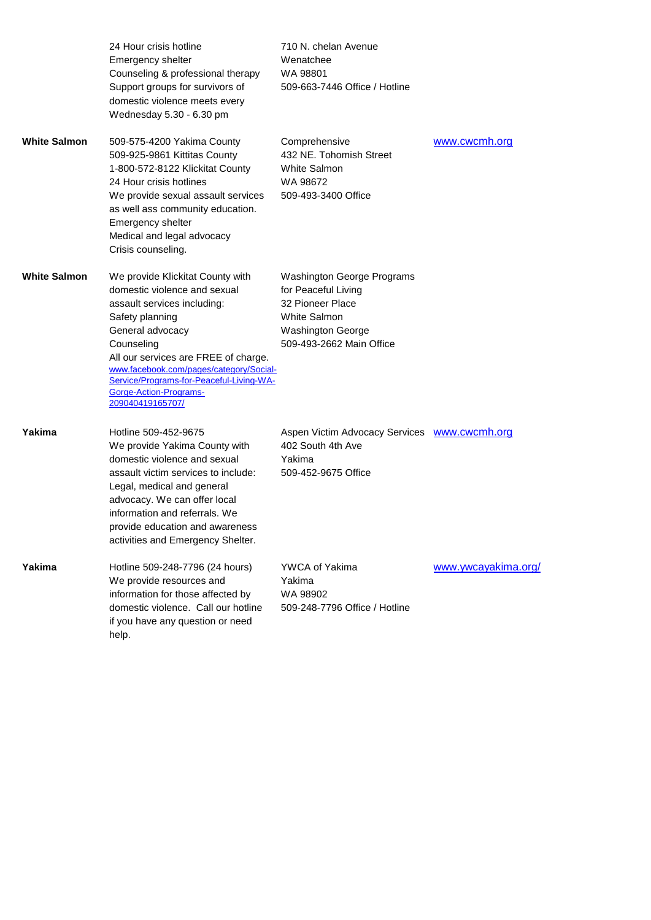| | | | |
|---|---|---|---|
| | 24 Hour crisis hotline<br>Emergency shelter<br>Counseling & professional therapy<br>Support groups for survivors of domestic violence meets every Wednesday 5.30 - 6.30 pm | 710 N. chelan Avenue<br>Wenatchee<br>WA 98801<br>509-663-7446 Office / Hotline | |
| **White Salmon** | 509-575-4200 Yakima County<br>509-925-9861 Kittitas County<br>1-800-572-8122 Klickitat County<br>24 Hour crisis hotlines<br>We provide sexual assault services as well ass community education.<br>Emergency shelter<br>Medical and legal advocacy<br>Crisis counseling. | Comprehensive<br>432 NE. Tohomish Street<br>White Salmon<br>WA 98672<br>509-493-3400 Office | www.cwcmh.org |
| **White Salmon** | We provide Klickitat County with domestic violence and sexual assault services including:<br>Safety planning<br>General advocacy<br>Counseling<br>All our services are FREE of charge.<br>www.facebook.com/pages/category/Social-Service/Programs-for-Peaceful-Living-WA-Gorge-Action-Programs-209040419165707/ | Washington George Programs for Peaceful Living<br>32 Pioneer Place<br>White Salmon<br>Washington George<br>509-493-2662 Main Office | |
| **Yakima** | Hotline 509-452-9675<br>We provide Yakima County with domestic violence and sexual assault victim services to include: Legal, medical and general advocacy. We can offer local information and referrals. We provide education and awareness activities and Emergency Shelter. | Aspen Victim Advocacy Services<br>402 South 4th Ave<br>Yakima<br>509-452-9675 Office | www.cwcmh.org |
| **Yakima** | Hotline 509-248-7796 (24 hours)<br>We provide resources and information for those affected by domestic violence. Call our hotline if you have any question or need help. | YWCA of Yakima<br>Yakima<br>WA 98902<br>509-248-7796 Office / Hotline | www.ywcayakima.org/ |